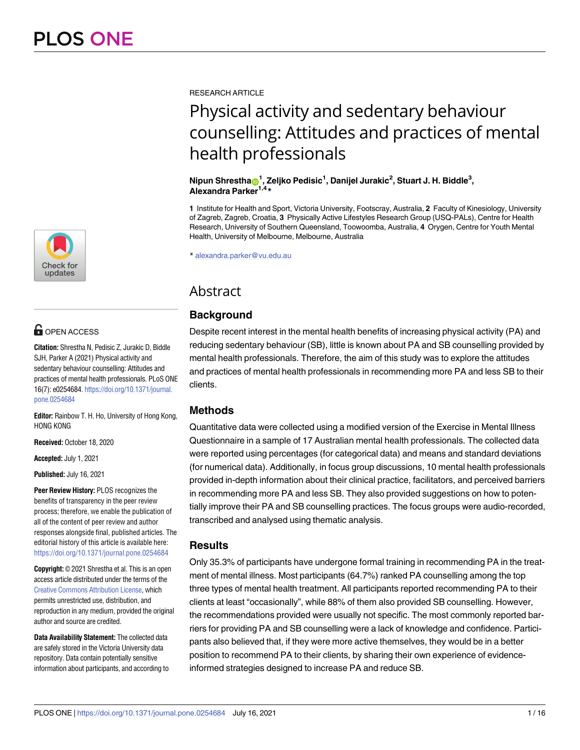RESEARCH ARTICLE

# Physical activity and sedentary behaviour counselling: Attitudes and practices of mental health professionals

**Nipun Shrestha[1], Zeljko Pedisic[1], Danijel Jurakic[2], Stuart J. H. Biddle[3], Alexandra Parker[1,4]***

**1** Institute for Health and Sport, Victoria University, Footscray, Australia, **2** Faculty of Kinesiology, University of Zagreb, Zagreb, Croatia, **3** Physically Active Lifestyles Research Group (USQ-PALs), Centre for Health Research, University of Southern Queensland, Toowoomba, Australia, **4** Orygen, Centre for Youth Mental Health, University of Melbourne, Melbourne, Australia

* alexandra.parker@vu.edu.au

OPEN ACCESS

**Citation:** Shrestha N, Pedisic Z, Jurakic D, Biddle SJH, Parker A (2021) Physical activity and sedentary behaviour counselling: Attitudes and practices of mental health professionals. PLoS ONE 16(7): e0254684. https://doi.org/10.1371/journal.pone.0254684

**Editor:** Rainbow T. H. Ho, University of Hong Kong, HONG KONG

**Received:** October 18, 2020

**Accepted:** July 1, 2021

**Published:** July 16, 2021

**Peer Review History:** PLOS recognizes the benefits of transparency in the peer review process; therefore, we enable the publication of all of the content of peer review and author responses alongside final, published articles. The editorial history of this article is available here: https://doi.org/10.1371/journal.pone.0254684

**Copyright:** © 2021 Shrestha et al. This is an open access article distributed under the terms of the Creative Commons Attribution License, which permits unrestricted use, distribution, and reproduction in any medium, provided the original author and source are credited.

**Data Availability Statement:** The collected data are safely stored in the Victoria University data repository. Data contain potentially sensitive information about participants, and according to

## Abstract

### Background

Despite recent interest in the mental health benefits of increasing physical activity (PA) and reducing sedentary behaviour (SB), little is known about PA and SB counselling provided by mental health professionals. Therefore, the aim of this study was to explore the attitudes and practices of mental health professionals in recommending more PA and less SB to their clients.

### Methods

Quantitative data were collected using a modified version of the Exercise in Mental Illness Questionnaire in a sample of 17 Australian mental health professionals. The collected data were reported using percentages (for categorical data) and means and standard deviations (for numerical data). Additionally, in focus group discussions, 10 mental health professionals provided in-depth information about their clinical practice, facilitators, and perceived barriers in recommending more PA and less SB. They also provided suggestions on how to potentially improve their PA and SB counselling practices. The focus groups were audio-recorded, transcribed and analysed using thematic analysis.

### Results

Only 35.3% of participants have undergone formal training in recommending PA in the treatment of mental illness. Most participants (64.7%) ranked PA counselling among the top three types of mental health treatment. All participants reported recommending PA to their clients at least "occasionally", while 88% of them also provided SB counselling. However, the recommendations provided were usually not specific. The most commonly reported barriers for providing PA and SB counselling were a lack of knowledge and confidence. Participants also believed that, if they were more active themselves, they would be in a better position to recommend PA to their clients, by sharing their own experience of evidence-informed strategies designed to increase PA and reduce SB.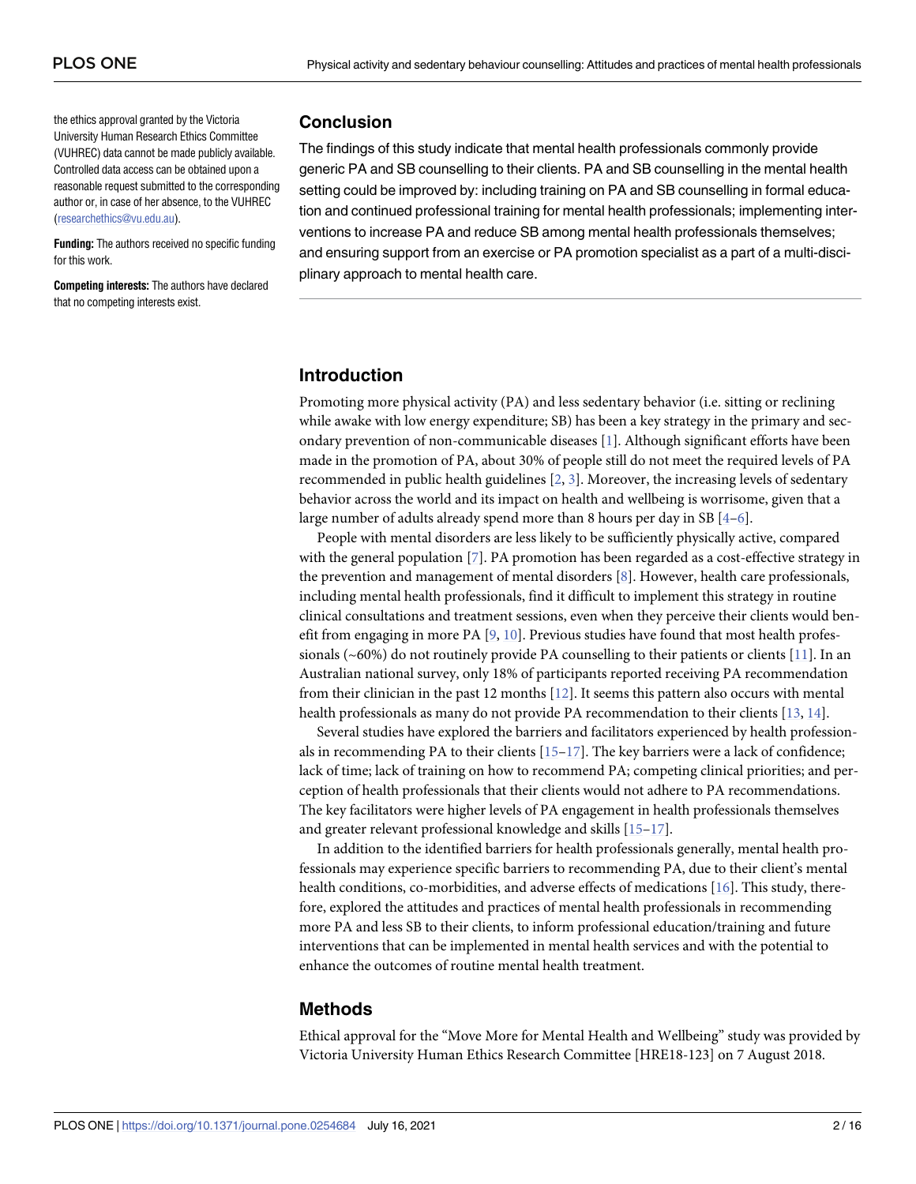the ethics approval granted by the Victoria University Human Research Ethics Committee (VUHREC) data cannot be made publicly available. Controlled data access can be obtained upon a reasonable request submitted to the corresponding author or, in case of her absence, to the VUHREC (researchethics@vu.edu.au).

**Funding:** The authors received no specific funding for this work.

**Competing interests:** The authors have declared that no competing interests exist.

## Conclusion

The findings of this study indicate that mental health professionals commonly provide generic PA and SB counselling to their clients. PA and SB counselling in the mental health setting could be improved by: including training on PA and SB counselling in formal education and continued professional training for mental health professionals; implementing interventions to increase PA and reduce SB among mental health professionals themselves; and ensuring support from an exercise or PA promotion specialist as a part of a multi-disciplinary approach to mental health care.

## Introduction

Promoting more physical activity (PA) and less sedentary behavior (i.e. sitting or reclining while awake with low energy expenditure; SB) has been a key strategy in the primary and secondary prevention of non-communicable diseases [1]. Although significant efforts have been made in the promotion of PA, about 30% of people still do not meet the required levels of PA recommended in public health guidelines [2, 3]. Moreover, the increasing levels of sedentary behavior across the world and its impact on health and wellbeing is worrisome, given that a large number of adults already spend more than 8 hours per day in SB [4–6].

People with mental disorders are less likely to be sufficiently physically active, compared with the general population [7]. PA promotion has been regarded as a cost-effective strategy in the prevention and management of mental disorders [8]. However, health care professionals, including mental health professionals, find it difficult to implement this strategy in routine clinical consultations and treatment sessions, even when they perceive their clients would benefit from engaging in more PA [9, 10]. Previous studies have found that most health professionals (~60%) do not routinely provide PA counselling to their patients or clients [11]. In an Australian national survey, only 18% of participants reported receiving PA recommendation from their clinician in the past 12 months [12]. It seems this pattern also occurs with mental health professionals as many do not provide PA recommendation to their clients [13, 14].

Several studies have explored the barriers and facilitators experienced by health professionals in recommending PA to their clients [15–17]. The key barriers were a lack of confidence; lack of time; lack of training on how to recommend PA; competing clinical priorities; and perception of health professionals that their clients would not adhere to PA recommendations. The key facilitators were higher levels of PA engagement in health professionals themselves and greater relevant professional knowledge and skills [15–17].

In addition to the identified barriers for health professionals generally, mental health professionals may experience specific barriers to recommending PA, due to their client's mental health conditions, co-morbidities, and adverse effects of medications [16]. This study, therefore, explored the attitudes and practices of mental health professionals in recommending more PA and less SB to their clients, to inform professional education/training and future interventions that can be implemented in mental health services and with the potential to enhance the outcomes of routine mental health treatment.

## Methods

Ethical approval for the "Move More for Mental Health and Wellbeing" study was provided by Victoria University Human Ethics Research Committee [HRE18-123] on 7 August 2018.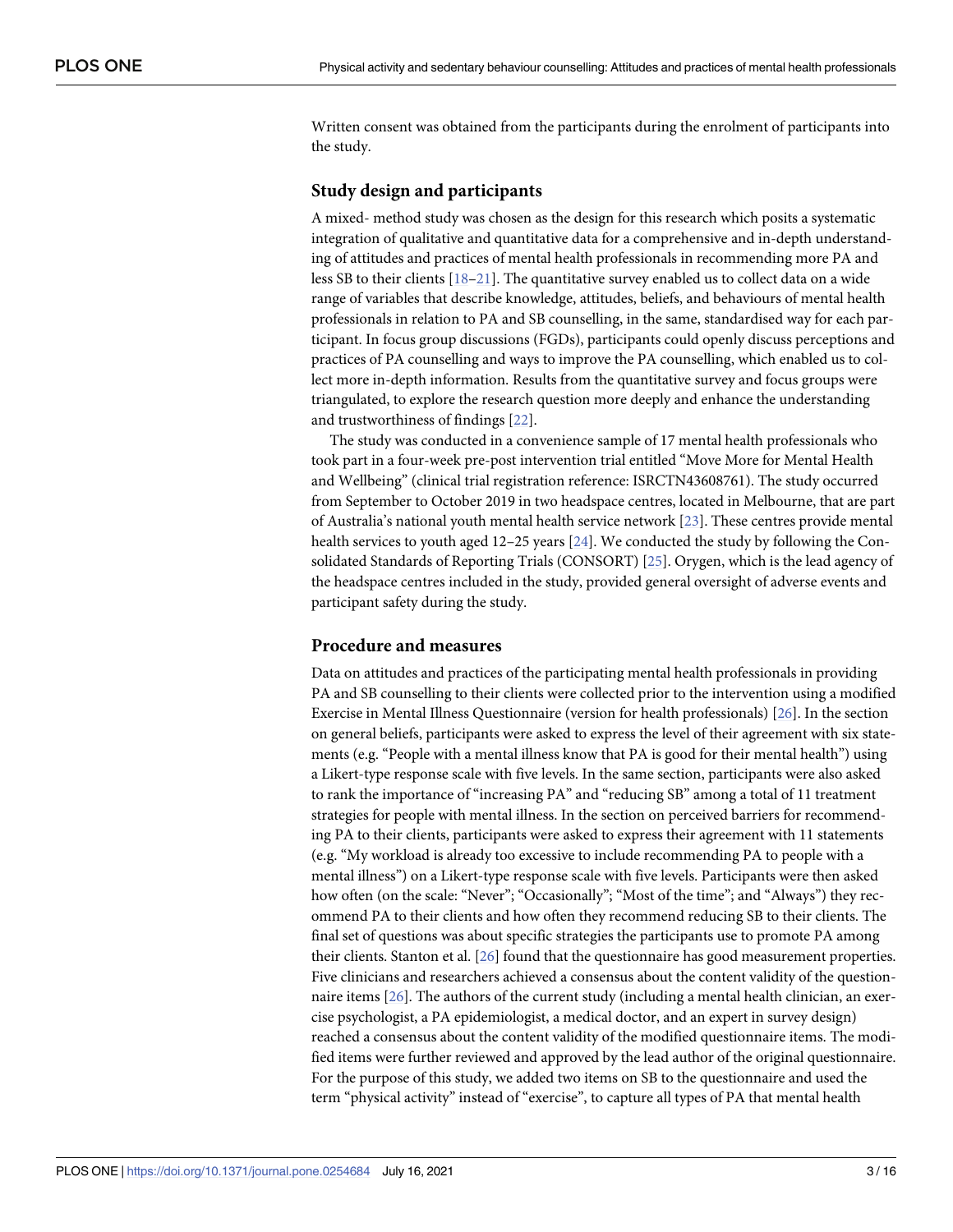Written consent was obtained from the participants during the enrolment of participants into the study.

## Study design and participants

A mixed- method study was chosen as the design for this research which posits a systematic integration of qualitative and quantitative data for a comprehensive and in-depth understanding of attitudes and practices of mental health professionals in recommending more PA and less SB to their clients [18–21]. The quantitative survey enabled us to collect data on a wide range of variables that describe knowledge, attitudes, beliefs, and behaviours of mental health professionals in relation to PA and SB counselling, in the same, standardised way for each participant. In focus group discussions (FGDs), participants could openly discuss perceptions and practices of PA counselling and ways to improve the PA counselling, which enabled us to collect more in-depth information. Results from the quantitative survey and focus groups were triangulated, to explore the research question more deeply and enhance the understanding and trustworthiness of findings [22].

The study was conducted in a convenience sample of 17 mental health professionals who took part in a four-week pre-post intervention trial entitled "Move More for Mental Health and Wellbeing" (clinical trial registration reference: ISRCTN43608761). The study occurred from September to October 2019 in two headspace centres, located in Melbourne, that are part of Australia's national youth mental health service network [23]. These centres provide mental health services to youth aged 12–25 years [24]. We conducted the study by following the Consolidated Standards of Reporting Trials (CONSORT) [25]. Orygen, which is the lead agency of the headspace centres included in the study, provided general oversight of adverse events and participant safety during the study.

## Procedure and measures

Data on attitudes and practices of the participating mental health professionals in providing PA and SB counselling to their clients were collected prior to the intervention using a modified Exercise in Mental Illness Questionnaire (version for health professionals) [26]. In the section on general beliefs, participants were asked to express the level of their agreement with six statements (e.g. "People with a mental illness know that PA is good for their mental health") using a Likert-type response scale with five levels. In the same section, participants were also asked to rank the importance of "increasing PA" and "reducing SB" among a total of 11 treatment strategies for people with mental illness. In the section on perceived barriers for recommending PA to their clients, participants were asked to express their agreement with 11 statements (e.g. "My workload is already too excessive to include recommending PA to people with a mental illness") on a Likert-type response scale with five levels. Participants were then asked how often (on the scale: "Never"; "Occasionally"; "Most of the time"; and "Always") they recommend PA to their clients and how often they recommend reducing SB to their clients. The final set of questions was about specific strategies the participants use to promote PA among their clients. Stanton et al. [26] found that the questionnaire has good measurement properties. Five clinicians and researchers achieved a consensus about the content validity of the questionnaire items [26]. The authors of the current study (including a mental health clinician, an exercise psychologist, a PA epidemiologist, a medical doctor, and an expert in survey design) reached a consensus about the content validity of the modified questionnaire items. The modified items were further reviewed and approved by the lead author of the original questionnaire. For the purpose of this study, we added two items on SB to the questionnaire and used the term "physical activity" instead of "exercise", to capture all types of PA that mental health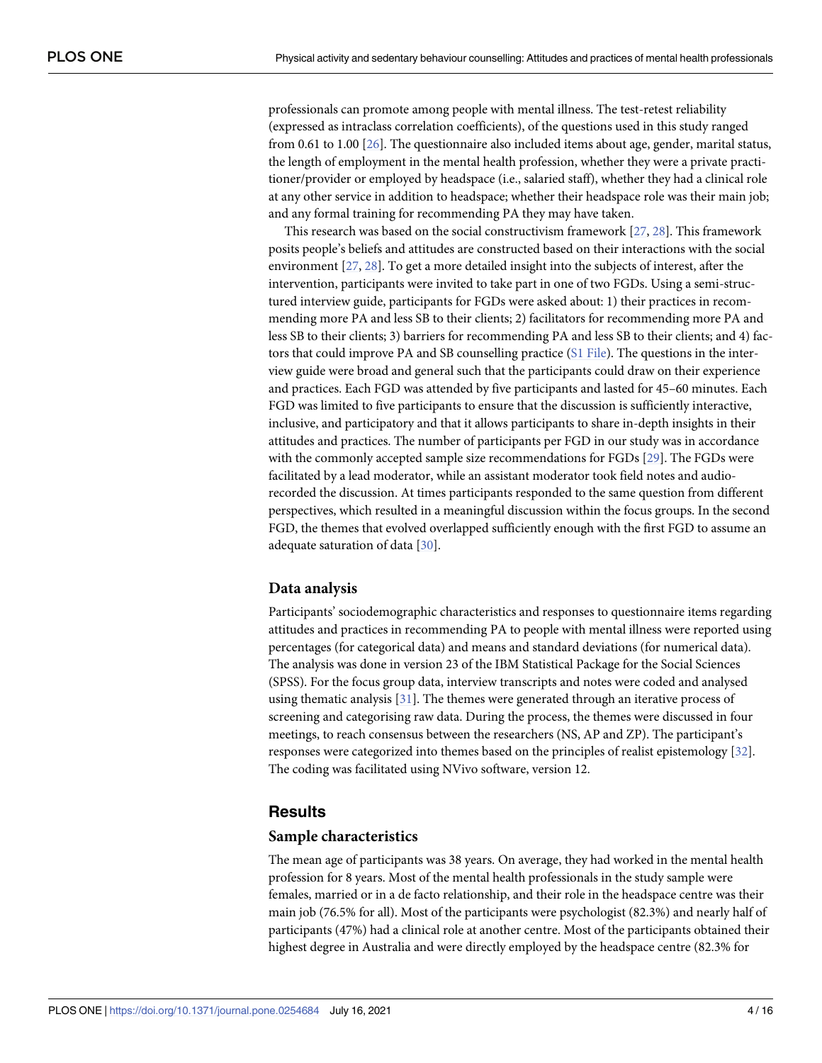professionals can promote among people with mental illness. The test-retest reliability (expressed as intraclass correlation coefficients), of the questions used in this study ranged from 0.61 to 1.00 [26]. The questionnaire also included items about age, gender, marital status, the length of employment in the mental health profession, whether they were a private practitioner/provider or employed by headspace (i.e., salaried staff), whether they had a clinical role at any other service in addition to headspace; whether their headspace role was their main job; and any formal training for recommending PA they may have taken.

This research was based on the social constructivism framework [27, 28]. This framework posits people's beliefs and attitudes are constructed based on their interactions with the social environment [27, 28]. To get a more detailed insight into the subjects of interest, after the intervention, participants were invited to take part in one of two FGDs. Using a semi-structured interview guide, participants for FGDs were asked about: 1) their practices in recommending more PA and less SB to their clients; 2) facilitators for recommending more PA and less SB to their clients; 3) barriers for recommending PA and less SB to their clients; and 4) factors that could improve PA and SB counselling practice (S1 File). The questions in the interview guide were broad and general such that the participants could draw on their experience and practices. Each FGD was attended by five participants and lasted for 45–60 minutes. Each FGD was limited to five participants to ensure that the discussion is sufficiently interactive, inclusive, and participatory and that it allows participants to share in-depth insights in their attitudes and practices. The number of participants per FGD in our study was in accordance with the commonly accepted sample size recommendations for FGDs [29]. The FGDs were facilitated by a lead moderator, while an assistant moderator took field notes and audio-recorded the discussion. At times participants responded to the same question from different perspectives, which resulted in a meaningful discussion within the focus groups. In the second FGD, the themes that evolved overlapped sufficiently enough with the first FGD to assume an adequate saturation of data [30].

### Data analysis

Participants' sociodemographic characteristics and responses to questionnaire items regarding attitudes and practices in recommending PA to people with mental illness were reported using percentages (for categorical data) and means and standard deviations (for numerical data). The analysis was done in version 23 of the IBM Statistical Package for the Social Sciences (SPSS). For the focus group data, interview transcripts and notes were coded and analysed using thematic analysis [31]. The themes were generated through an iterative process of screening and categorising raw data. During the process, the themes were discussed in four meetings, to reach consensus between the researchers (NS, AP and ZP). The participant's responses were categorized into themes based on the principles of realist epistemology [32]. The coding was facilitated using NVivo software, version 12.

## Results

### Sample characteristics

The mean age of participants was 38 years. On average, they had worked in the mental health profession for 8 years. Most of the mental health professionals in the study sample were females, married or in a de facto relationship, and their role in the headspace centre was their main job (76.5% for all). Most of the participants were psychologist (82.3%) and nearly half of participants (47%) had a clinical role at another centre. Most of the participants obtained their highest degree in Australia and were directly employed by the headspace centre (82.3% for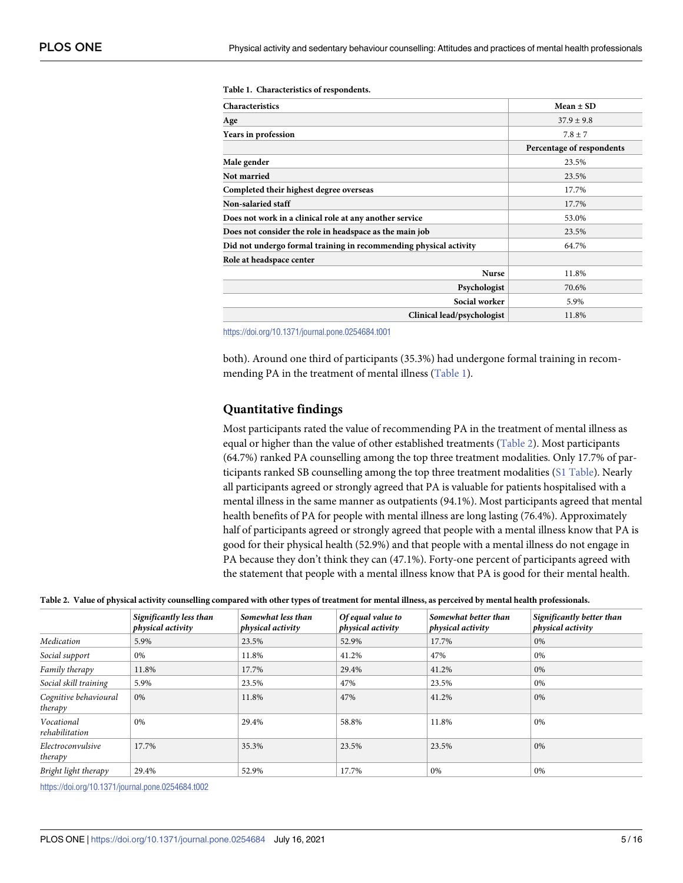**Table 1. Characteristics of respondents.**

| Characteristics | Mean ± SD |
|---|---|
| **Age** | 37.9 ± 9.8 |
| **Years in profession** | 7.8 ± 7 |
| | **Percentage of respondents** |
| **Male gender** | 23.5% |
| **Not married** | 23.5% |
| **Completed their highest degree overseas** | 17.7% |
| **Non-salaried staff** | 17.7% |
| **Does not work in a clinical role at any another service** | 53.0% |
| **Does not consider the role in headspace as the main job** | 23.5% |
| **Did not undergo formal training in recommending physical activity** | 64.7% |
| **Role at headspace center** | |
| **Nurse** | 11.8% |
| **Psychologist** | 70.6% |
| **Social worker** | 5.9% |
| **Clinical lead/psychologist** | 11.8% |

https://doi.org/10.1371/journal.pone.0254684.t001

both). Around one third of participants (35.3%) had undergone formal training in recommending PA in the treatment of mental illness (Table 1).

## Quantitative findings

Most participants rated the value of recommending PA in the treatment of mental illness as equal or higher than the value of other established treatments (Table 2). Most participants (64.7%) ranked PA counselling among the top three treatment modalities. Only 17.7% of participants ranked SB counselling among the top three treatment modalities (S1 Table). Nearly all participants agreed or strongly agreed that PA is valuable for patients hospitalised with a mental illness in the same manner as outpatients (94.1%). Most participants agreed that mental health benefits of PA for people with mental illness are long lasting (76.4%). Approximately half of participants agreed or strongly agreed that people with a mental illness know that PA is good for their physical health (52.9%) and that people with a mental illness do not engage in PA because they don't think they can (47.1%). Forty-one percent of participants agreed with the statement that people with a mental illness know that PA is good for their mental health.

**Table 2. Value of physical activity counselling compared with other types of treatment for mental illness, as perceived by mental health professionals.**

| | *Significantly less than physical activity* | *Somewhat less than physical activity* | *Of equal value to physical activity* | *Somewhat better than physical activity* | *Significantly better than physical activity* |
|---|---|---|---|---|---|
| *Medication* | 5.9% | 23.5% | 52.9% | 17.7% | 0% |
| *Social support* | 0% | 11.8% | 41.2% | 47% | 0% |
| *Family therapy* | 11.8% | 17.7% | 29.4% | 41.2% | 0% |
| *Social skill training* | 5.9% | 23.5% | 47% | 23.5% | 0% |
| *Cognitive behavioural therapy* | 0% | 11.8% | 47% | 41.2% | 0% |
| *Vocational rehabilitation* | 0% | 29.4% | 58.8% | 11.8% | 0% |
| *Electroconvulsive therapy* | 17.7% | 35.3% | 23.5% | 23.5% | 0% |
| *Bright light therapy* | 29.4% | 52.9% | 17.7% | 0% | 0% |

https://doi.org/10.1371/journal.pone.0254684.t002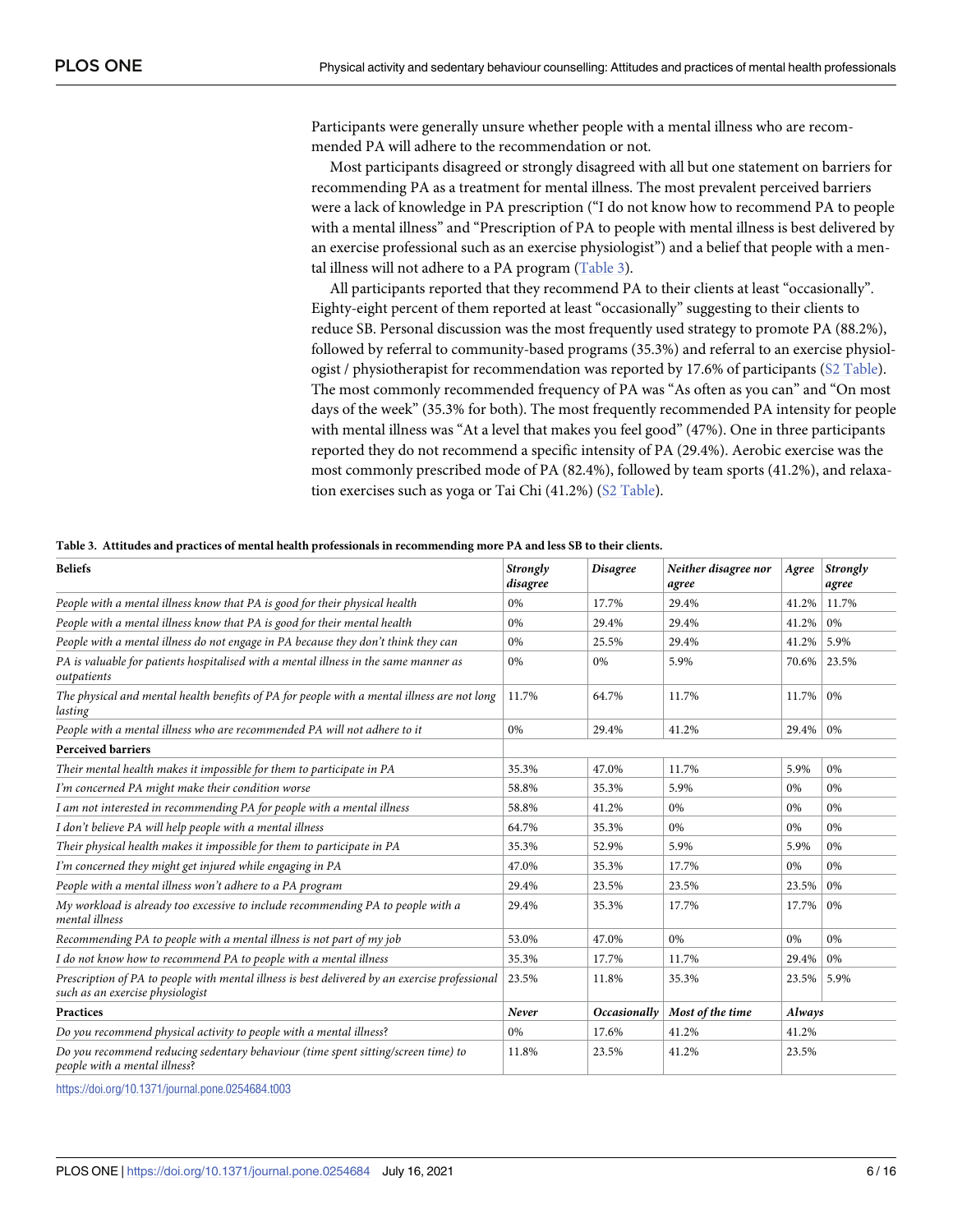Participants were generally unsure whether people with a mental illness who are recommended PA will adhere to the recommendation or not.

Most participants disagreed or strongly disagreed with all but one statement on barriers for recommending PA as a treatment for mental illness. The most prevalent perceived barriers were a lack of knowledge in PA prescription ("I do not know how to recommend PA to people with a mental illness" and "Prescription of PA to people with mental illness is best delivered by an exercise professional such as an exercise physiologist") and a belief that people with a mental illness will not adhere to a PA program (Table 3).

All participants reported that they recommend PA to their clients at least "occasionally". Eighty-eight percent of them reported at least "occasionally" suggesting to their clients to reduce SB. Personal discussion was the most frequently used strategy to promote PA (88.2%), followed by referral to community-based programs (35.3%) and referral to an exercise physiologist / physiotherapist for recommendation was reported by 17.6% of participants (S2 Table). The most commonly recommended frequency of PA was "As often as you can" and "On most days of the week" (35.3% for both). The most frequently recommended PA intensity for people with mental illness was "At a level that makes you feel good" (47%). One in three participants reported they do not recommend a specific intensity of PA (29.4%). Aerobic exercise was the most commonly prescribed mode of PA (82.4%), followed by team sports (41.2%), and relaxation exercises such as yoga or Tai Chi (41.2%) (S2 Table).

**Table 3. Attitudes and practices of mental health professionals in recommending more PA and less SB to their clients.**

| **Beliefs** | ***Strongly disagree*** | ***Disagree*** | ***Neither disagree nor agree*** | ***Agree*** | ***Strongly agree*** |
|---|---|---|---|---|---|
| *People with a mental illness know that PA is good for their physical health* | 0% | 17.7% | 29.4% | 41.2% | 11.7% |
| *People with a mental illness know that PA is good for their mental health* | 0% | 29.4% | 29.4% | 41.2% | 0% |
| *People with a mental illness do not engage in PA because they don't think they can* | 0% | 25.5% | 29.4% | 41.2% | 5.9% |
| *PA is valuable for patients hospitalised with a mental illness in the same manner as outpatients* | 0% | 0% | 5.9% | 70.6% | 23.5% |
| *The physical and mental health benefits of PA for people with a mental illness are not long lasting* | 11.7% | 64.7% | 11.7% | 11.7% | 0% |
| *People with a mental illness who are recommended PA will not adhere to it* | 0% | 29.4% | 41.2% | 29.4% | 0% |
| **Perceived barriers** | | | | | |
| *Their mental health makes it impossible for them to participate in PA* | 35.3% | 47.0% | 11.7% | 5.9% | 0% |
| *I'm concerned PA might make their condition worse* | 58.8% | 35.3% | 5.9% | 0% | 0% |
| *I am not interested in recommending PA for people with a mental illness* | 58.8% | 41.2% | 0% | 0% | 0% |
| *I don't believe PA will help people with a mental illness* | 64.7% | 35.3% | 0% | 0% | 0% |
| *Their physical health makes it impossible for them to participate in PA* | 35.3% | 52.9% | 5.9% | 5.9% | 0% |
| *I'm concerned they might get injured while engaging in PA* | 47.0% | 35.3% | 17.7% | 0% | 0% |
| *People with a mental illness won't adhere to a PA program* | 29.4% | 23.5% | 23.5% | 23.5% | 0% |
| *My workload is already too excessive to include recommending PA to people with a mental illness* | 29.4% | 35.3% | 17.7% | 17.7% | 0% |
| *Recommending PA to people with a mental illness is not part of my job* | 53.0% | 47.0% | 0% | 0% | 0% |
| *I do not know how to recommend PA to people with a mental illness* | 35.3% | 17.7% | 11.7% | 29.4% | 0% |
| *Prescription of PA to people with mental illness is best delivered by an exercise professional such as an exercise physiologist* | 23.5% | 11.8% | 35.3% | 23.5% | 5.9% |
| **Practices** | ***Never*** | ***Occasionally*** | ***Most of the time*** | ***Always*** | |
| *Do you recommend physical activity to people with a mental illness?* | 0% | 17.6% | 41.2% | 41.2% | |
| *Do you recommend reducing sedentary behaviour (time spent sitting/screen time) to people with a mental illness?* | 11.8% | 23.5% | 41.2% | 23.5% | |

https://doi.org/10.1371/journal.pone.0254684.t003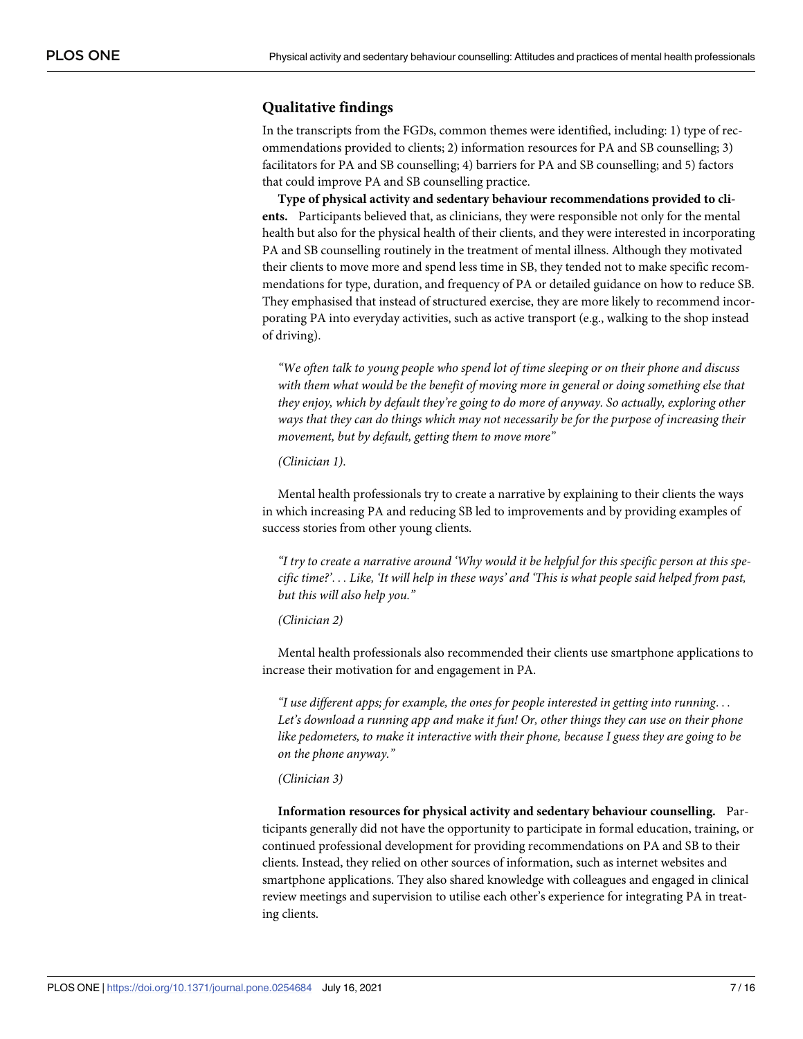### Qualitative findings

In the transcripts from the FGDs, common themes were identified, including: 1) type of recommendations provided to clients; 2) information resources for PA and SB counselling; 3) facilitators for PA and SB counselling; 4) barriers for PA and SB counselling; and 5) factors that could improve PA and SB counselling practice.

**Type of physical activity and sedentary behaviour recommendations provided to clients.** Participants believed that, as clinicians, they were responsible not only for the mental health but also for the physical health of their clients, and they were interested in incorporating PA and SB counselling routinely in the treatment of mental illness. Although they motivated their clients to move more and spend less time in SB, they tended not to make specific recommendations for type, duration, and frequency of PA or detailed guidance on how to reduce SB. They emphasised that instead of structured exercise, they are more likely to recommend incorporating PA into everyday activities, such as active transport (e.g., walking to the shop instead of driving).

> *"We often talk to young people who spend lot of time sleeping or on their phone and discuss with them what would be the benefit of moving more in general or doing something else that they enjoy, which by default they're going to do more of anyway. So actually, exploring other ways that they can do things which may not necessarily be for the purpose of increasing their movement, but by default, getting them to move more"*
>
> *(Clinician 1).*

Mental health professionals try to create a narrative by explaining to their clients the ways in which increasing PA and reducing SB led to improvements and by providing examples of success stories from other young clients.

> *"I try to create a narrative around 'Why would it be helpful for this specific person at this specific time?'. . . Like, 'It will help in these ways' and 'This is what people said helped from past, but this will also help you."*
>
> *(Clinician 2)*

Mental health professionals also recommended their clients use smartphone applications to increase their motivation for and engagement in PA.

> *"I use different apps; for example, the ones for people interested in getting into running. . . Let's download a running app and make it fun! Or, other things they can use on their phone like pedometers, to make it interactive with their phone, because I guess they are going to be on the phone anyway."*
>
> *(Clinician 3)*

**Information resources for physical activity and sedentary behaviour counselling.** Participants generally did not have the opportunity to participate in formal education, training, or continued professional development for providing recommendations on PA and SB to their clients. Instead, they relied on other sources of information, such as internet websites and smartphone applications. They also shared knowledge with colleagues and engaged in clinical review meetings and supervision to utilise each other's experience for integrating PA in treating clients.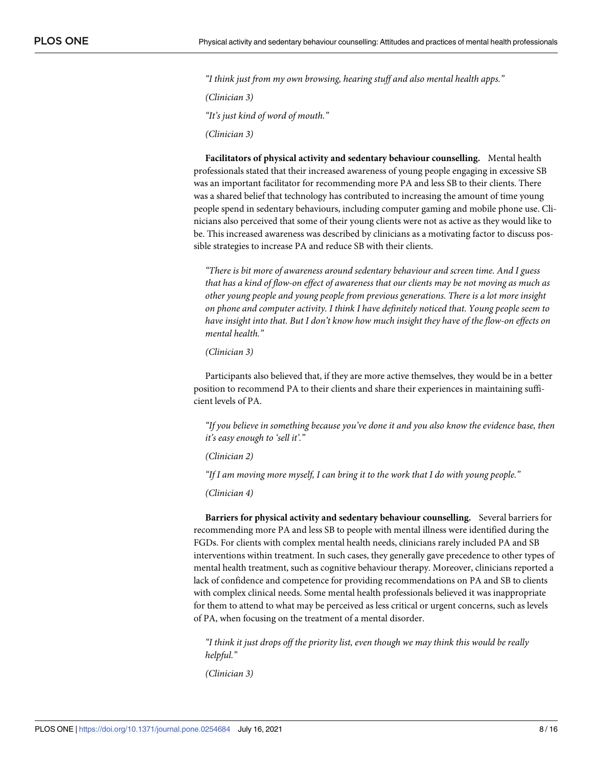*"I think just from my own browsing, hearing stuff and also mental health apps."*

*(Clinician 3)*

*"It's just kind of word of mouth."*

*(Clinician 3)*

**Facilitators of physical activity and sedentary behaviour counselling.** Mental health professionals stated that their increased awareness of young people engaging in excessive SB was an important facilitator for recommending more PA and less SB to their clients. There was a shared belief that technology has contributed to increasing the amount of time young people spend in sedentary behaviours, including computer gaming and mobile phone use. Clinicians also perceived that some of their young clients were not as active as they would like to be. This increased awareness was described by clinicians as a motivating factor to discuss possible strategies to increase PA and reduce SB with their clients.

*"There is bit more of awareness around sedentary behaviour and screen time. And I guess that has a kind of flow-on effect of awareness that our clients may be not moving as much as other young people and young people from previous generations. There is a lot more insight on phone and computer activity. I think I have definitely noticed that. Young people seem to have insight into that. But I don't know how much insight they have of the flow-on effects on mental health."*

*(Clinician 3)*

Participants also believed that, if they are more active themselves, they would be in a better position to recommend PA to their clients and share their experiences in maintaining sufficient levels of PA.

*"If you believe in something because you've done it and you also know the evidence base, then it's easy enough to 'sell it'."*

*(Clinician 2)*

*"If I am moving more myself, I can bring it to the work that I do with young people."*

*(Clinician 4)*

**Barriers for physical activity and sedentary behaviour counselling.** Several barriers for recommending more PA and less SB to people with mental illness were identified during the FGDs. For clients with complex mental health needs, clinicians rarely included PA and SB interventions within treatment. In such cases, they generally gave precedence to other types of mental health treatment, such as cognitive behaviour therapy. Moreover, clinicians reported a lack of confidence and competence for providing recommendations on PA and SB to clients with complex clinical needs. Some mental health professionals believed it was inappropriate for them to attend to what may be perceived as less critical or urgent concerns, such as levels of PA, when focusing on the treatment of a mental disorder.

*"I think it just drops off the priority list, even though we may think this would be really helpful."*

*(Clinician 3)*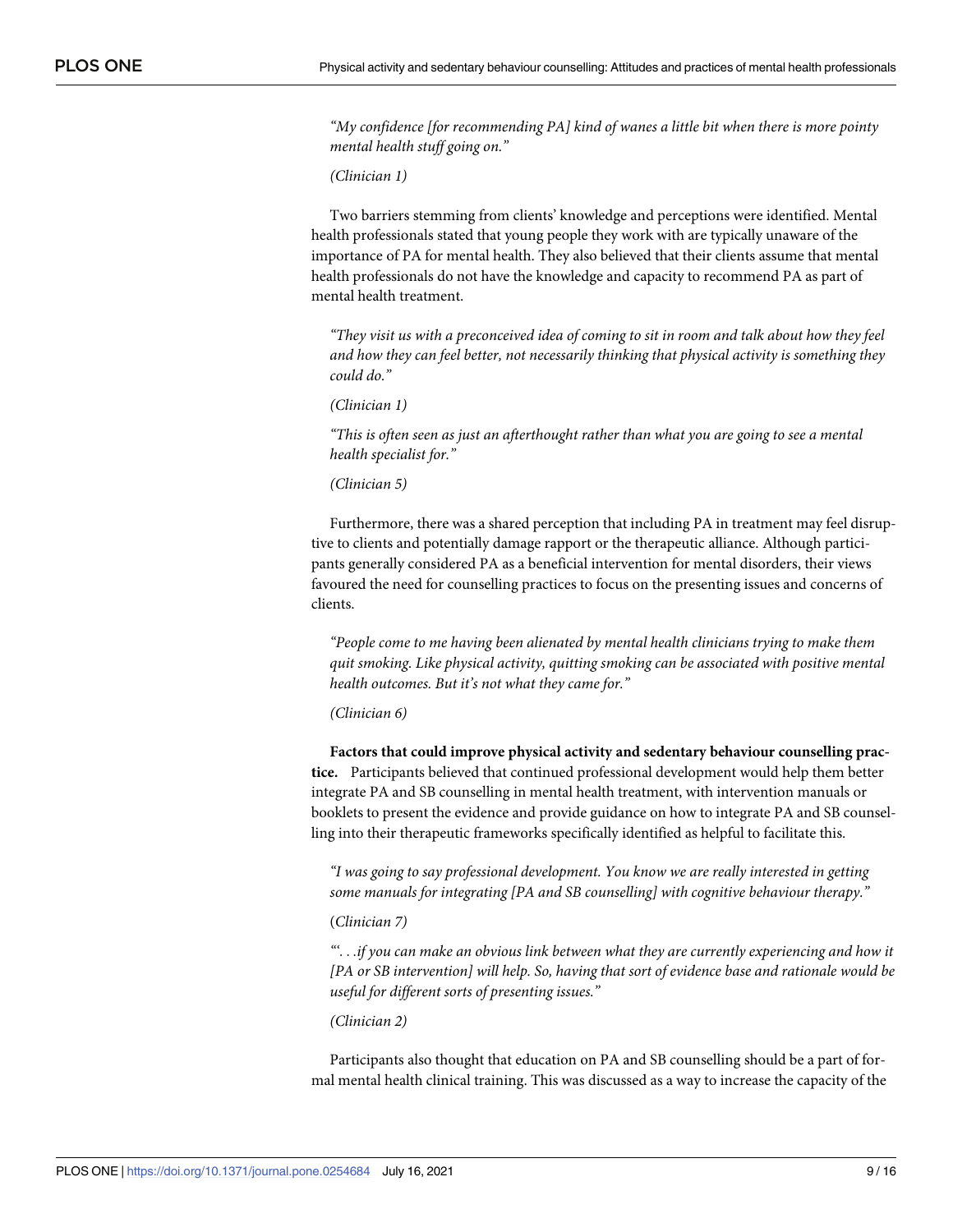*"My confidence [for recommending PA] kind of wanes a little bit when there is more pointy mental health stuff going on."*

*(Clinician 1)*

Two barriers stemming from clients' knowledge and perceptions were identified. Mental health professionals stated that young people they work with are typically unaware of the importance of PA for mental health. They also believed that their clients assume that mental health professionals do not have the knowledge and capacity to recommend PA as part of mental health treatment.

*"They visit us with a preconceived idea of coming to sit in room and talk about how they feel and how they can feel better, not necessarily thinking that physical activity is something they could do."*

*(Clinician 1)*

*"This is often seen as just an afterthought rather than what you are going to see a mental health specialist for."*

*(Clinician 5)*

Furthermore, there was a shared perception that including PA in treatment may feel disruptive to clients and potentially damage rapport or the therapeutic alliance. Although participants generally considered PA as a beneficial intervention for mental disorders, their views favoured the need for counselling practices to focus on the presenting issues and concerns of clients.

*"People come to me having been alienated by mental health clinicians trying to make them quit smoking. Like physical activity, quitting smoking can be associated with positive mental health outcomes. But it's not what they came for."*

*(Clinician 6)*

**Factors that could improve physical activity and sedentary behaviour counselling practice.** Participants believed that continued professional development would help them better integrate PA and SB counselling in mental health treatment, with intervention manuals or booklets to present the evidence and provide guidance on how to integrate PA and SB counselling into their therapeutic frameworks specifically identified as helpful to facilitate this.

*"I was going to say professional development. You know we are really interested in getting some manuals for integrating [PA and SB counselling] with cognitive behaviour therapy."*

(*Clinician 7)*

*"'. . .if you can make an obvious link between what they are currently experiencing and how it [PA or SB intervention] will help. So, having that sort of evidence base and rationale would be useful for different sorts of presenting issues."*

*(Clinician 2)*

Participants also thought that education on PA and SB counselling should be a part of formal mental health clinical training. This was discussed as a way to increase the capacity of the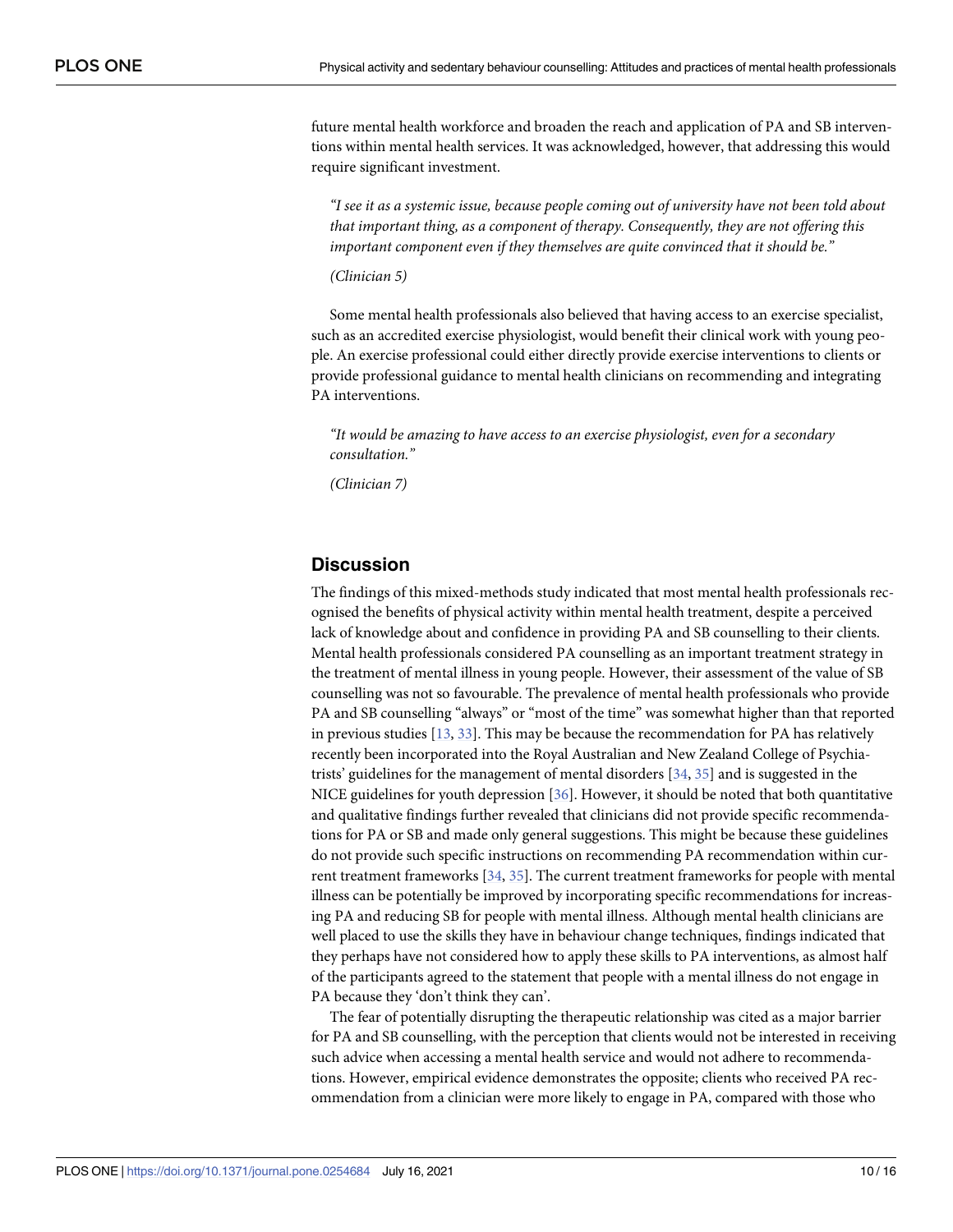future mental health workforce and broaden the reach and application of PA and SB interventions within mental health services. It was acknowledged, however, that addressing this would require significant investment.

> *"I see it as a systemic issue, because people coming out of university have not been told about that important thing, as a component of therapy. Consequently, they are not offering this important component even if they themselves are quite convinced that it should be."*
>
> *(Clinician 5)*

Some mental health professionals also believed that having access to an exercise specialist, such as an accredited exercise physiologist, would benefit their clinical work with young people. An exercise professional could either directly provide exercise interventions to clients or provide professional guidance to mental health clinicians on recommending and integrating PA interventions.

> *"It would be amazing to have access to an exercise physiologist, even for a secondary consultation."*
>
> *(Clinician 7)*

## Discussion

The findings of this mixed-methods study indicated that most mental health professionals recognised the benefits of physical activity within mental health treatment, despite a perceived lack of knowledge about and confidence in providing PA and SB counselling to their clients. Mental health professionals considered PA counselling as an important treatment strategy in the treatment of mental illness in young people. However, their assessment of the value of SB counselling was not so favourable. The prevalence of mental health professionals who provide PA and SB counselling "always" or "most of the time" was somewhat higher than that reported in previous studies [13, 33]. This may be because the recommendation for PA has relatively recently been incorporated into the Royal Australian and New Zealand College of Psychiatrists' guidelines for the management of mental disorders [34, 35] and is suggested in the NICE guidelines for youth depression [36]. However, it should be noted that both quantitative and qualitative findings further revealed that clinicians did not provide specific recommendations for PA or SB and made only general suggestions. This might be because these guidelines do not provide such specific instructions on recommending PA recommendation within current treatment frameworks [34, 35]. The current treatment frameworks for people with mental illness can be potentially be improved by incorporating specific recommendations for increasing PA and reducing SB for people with mental illness. Although mental health clinicians are well placed to use the skills they have in behaviour change techniques, findings indicated that they perhaps have not considered how to apply these skills to PA interventions, as almost half of the participants agreed to the statement that people with a mental illness do not engage in PA because they 'don't think they can'.

The fear of potentially disrupting the therapeutic relationship was cited as a major barrier for PA and SB counselling, with the perception that clients would not be interested in receiving such advice when accessing a mental health service and would not adhere to recommendations. However, empirical evidence demonstrates the opposite; clients who received PA recommendation from a clinician were more likely to engage in PA, compared with those who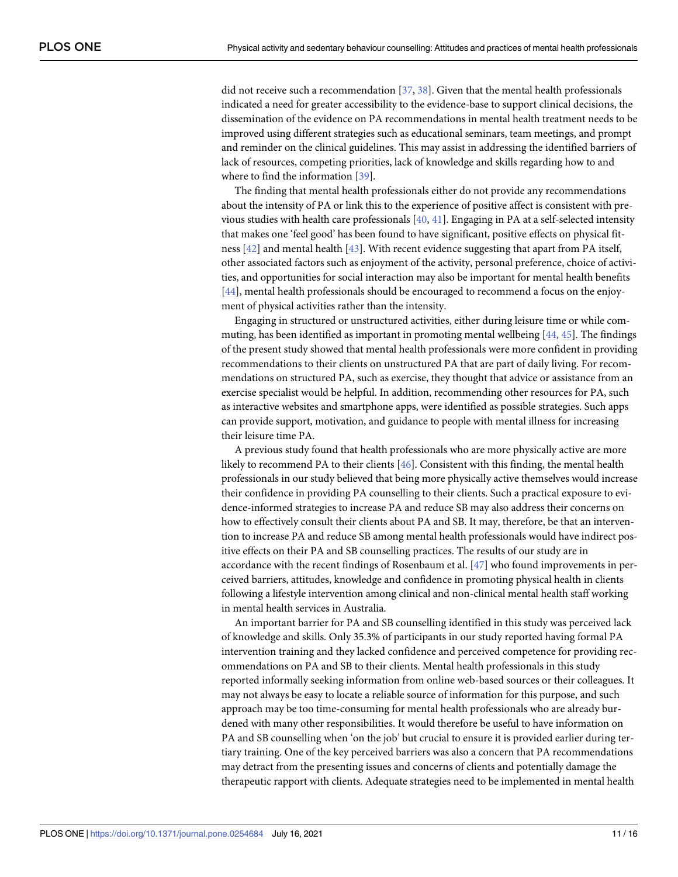did not receive such a recommendation [37, 38]. Given that the mental health professionals indicated a need for greater accessibility to the evidence-base to support clinical decisions, the dissemination of the evidence on PA recommendations in mental health treatment needs to be improved using different strategies such as educational seminars, team meetings, and prompt and reminder on the clinical guidelines. This may assist in addressing the identified barriers of lack of resources, competing priorities, lack of knowledge and skills regarding how to and where to find the information [39].

The finding that mental health professionals either do not provide any recommendations about the intensity of PA or link this to the experience of positive affect is consistent with previous studies with health care professionals [40, 41]. Engaging in PA at a self-selected intensity that makes one 'feel good' has been found to have significant, positive effects on physical fitness [42] and mental health [43]. With recent evidence suggesting that apart from PA itself, other associated factors such as enjoyment of the activity, personal preference, choice of activities, and opportunities for social interaction may also be important for mental health benefits [44], mental health professionals should be encouraged to recommend a focus on the enjoyment of physical activities rather than the intensity.

Engaging in structured or unstructured activities, either during leisure time or while commuting, has been identified as important in promoting mental wellbeing [44, 45]. The findings of the present study showed that mental health professionals were more confident in providing recommendations to their clients on unstructured PA that are part of daily living. For recommendations on structured PA, such as exercise, they thought that advice or assistance from an exercise specialist would be helpful. In addition, recommending other resources for PA, such as interactive websites and smartphone apps, were identified as possible strategies. Such apps can provide support, motivation, and guidance to people with mental illness for increasing their leisure time PA.

A previous study found that health professionals who are more physically active are more likely to recommend PA to their clients [46]. Consistent with this finding, the mental health professionals in our study believed that being more physically active themselves would increase their confidence in providing PA counselling to their clients. Such a practical exposure to evidence-informed strategies to increase PA and reduce SB may also address their concerns on how to effectively consult their clients about PA and SB. It may, therefore, be that an intervention to increase PA and reduce SB among mental health professionals would have indirect positive effects on their PA and SB counselling practices. The results of our study are in accordance with the recent findings of Rosenbaum et al. [47] who found improvements in perceived barriers, attitudes, knowledge and confidence in promoting physical health in clients following a lifestyle intervention among clinical and non-clinical mental health staff working in mental health services in Australia.

An important barrier for PA and SB counselling identified in this study was perceived lack of knowledge and skills. Only 35.3% of participants in our study reported having formal PA intervention training and they lacked confidence and perceived competence for providing recommendations on PA and SB to their clients. Mental health professionals in this study reported informally seeking information from online web-based sources or their colleagues. It may not always be easy to locate a reliable source of information for this purpose, and such approach may be too time-consuming for mental health professionals who are already burdened with many other responsibilities. It would therefore be useful to have information on PA and SB counselling when 'on the job' but crucial to ensure it is provided earlier during tertiary training. One of the key perceived barriers was also a concern that PA recommendations may detract from the presenting issues and concerns of clients and potentially damage the therapeutic rapport with clients. Adequate strategies need to be implemented in mental health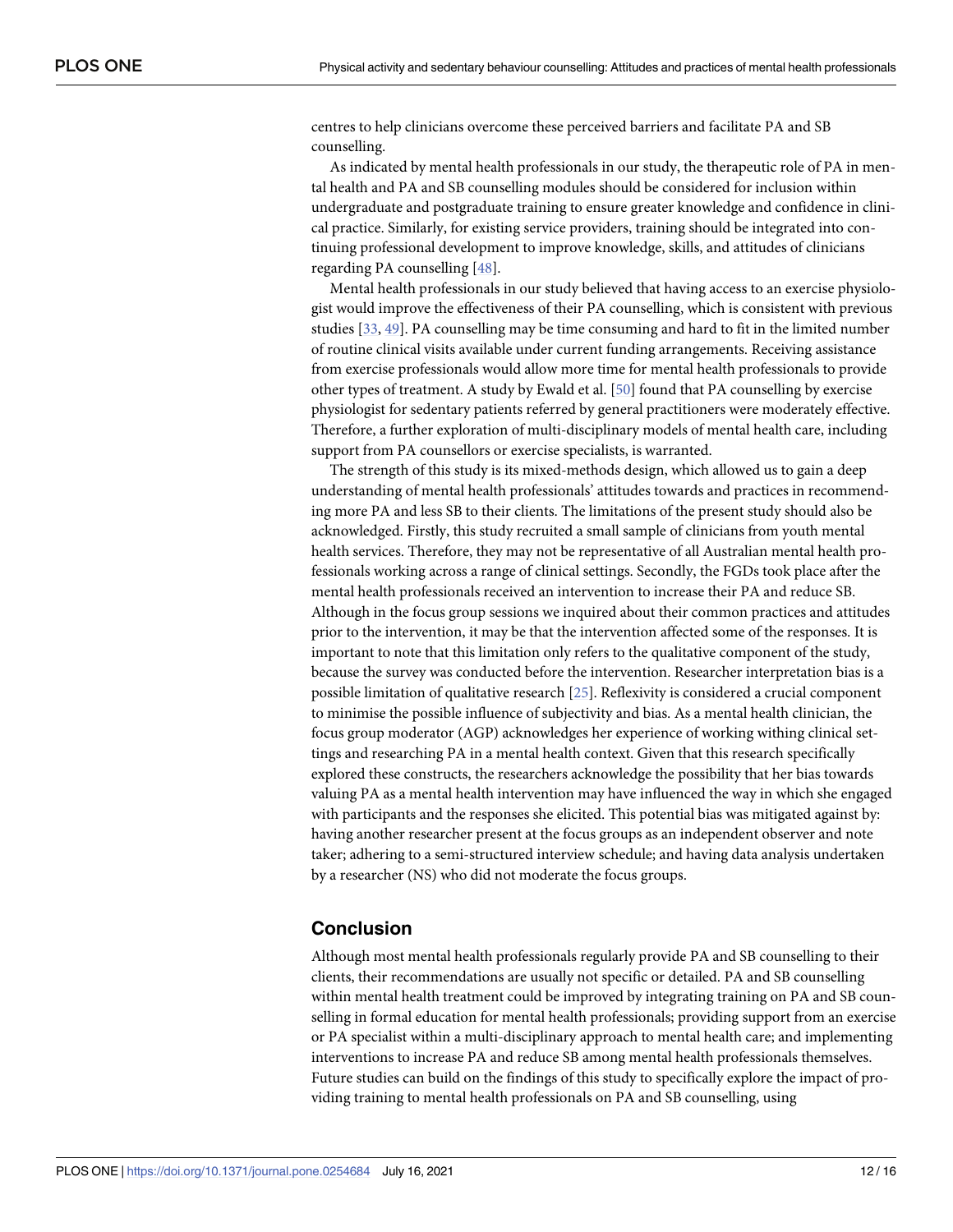centres to help clinicians overcome these perceived barriers and facilitate PA and SB counselling.

As indicated by mental health professionals in our study, the therapeutic role of PA in mental health and PA and SB counselling modules should be considered for inclusion within undergraduate and postgraduate training to ensure greater knowledge and confidence in clinical practice. Similarly, for existing service providers, training should be integrated into continuing professional development to improve knowledge, skills, and attitudes of clinicians regarding PA counselling [48].

Mental health professionals in our study believed that having access to an exercise physiologist would improve the effectiveness of their PA counselling, which is consistent with previous studies [33, 49]. PA counselling may be time consuming and hard to fit in the limited number of routine clinical visits available under current funding arrangements. Receiving assistance from exercise professionals would allow more time for mental health professionals to provide other types of treatment. A study by Ewald et al. [50] found that PA counselling by exercise physiologist for sedentary patients referred by general practitioners were moderately effective. Therefore, a further exploration of multi-disciplinary models of mental health care, including support from PA counsellors or exercise specialists, is warranted.

The strength of this study is its mixed-methods design, which allowed us to gain a deep understanding of mental health professionals' attitudes towards and practices in recommending more PA and less SB to their clients. The limitations of the present study should also be acknowledged. Firstly, this study recruited a small sample of clinicians from youth mental health services. Therefore, they may not be representative of all Australian mental health professionals working across a range of clinical settings. Secondly, the FGDs took place after the mental health professionals received an intervention to increase their PA and reduce SB. Although in the focus group sessions we inquired about their common practices and attitudes prior to the intervention, it may be that the intervention affected some of the responses. It is important to note that this limitation only refers to the qualitative component of the study, because the survey was conducted before the intervention. Researcher interpretation bias is a possible limitation of qualitative research [25]. Reflexivity is considered a crucial component to minimise the possible influence of subjectivity and bias. As a mental health clinician, the focus group moderator (AGP) acknowledges her experience of working withing clinical settings and researching PA in a mental health context. Given that this research specifically explored these constructs, the researchers acknowledge the possibility that her bias towards valuing PA as a mental health intervention may have influenced the way in which she engaged with participants and the responses she elicited. This potential bias was mitigated against by: having another researcher present at the focus groups as an independent observer and note taker; adhering to a semi-structured interview schedule; and having data analysis undertaken by a researcher (NS) who did not moderate the focus groups.

## Conclusion

Although most mental health professionals regularly provide PA and SB counselling to their clients, their recommendations are usually not specific or detailed. PA and SB counselling within mental health treatment could be improved by integrating training on PA and SB counselling in formal education for mental health professionals; providing support from an exercise or PA specialist within a multi-disciplinary approach to mental health care; and implementing interventions to increase PA and reduce SB among mental health professionals themselves. Future studies can build on the findings of this study to specifically explore the impact of providing training to mental health professionals on PA and SB counselling, using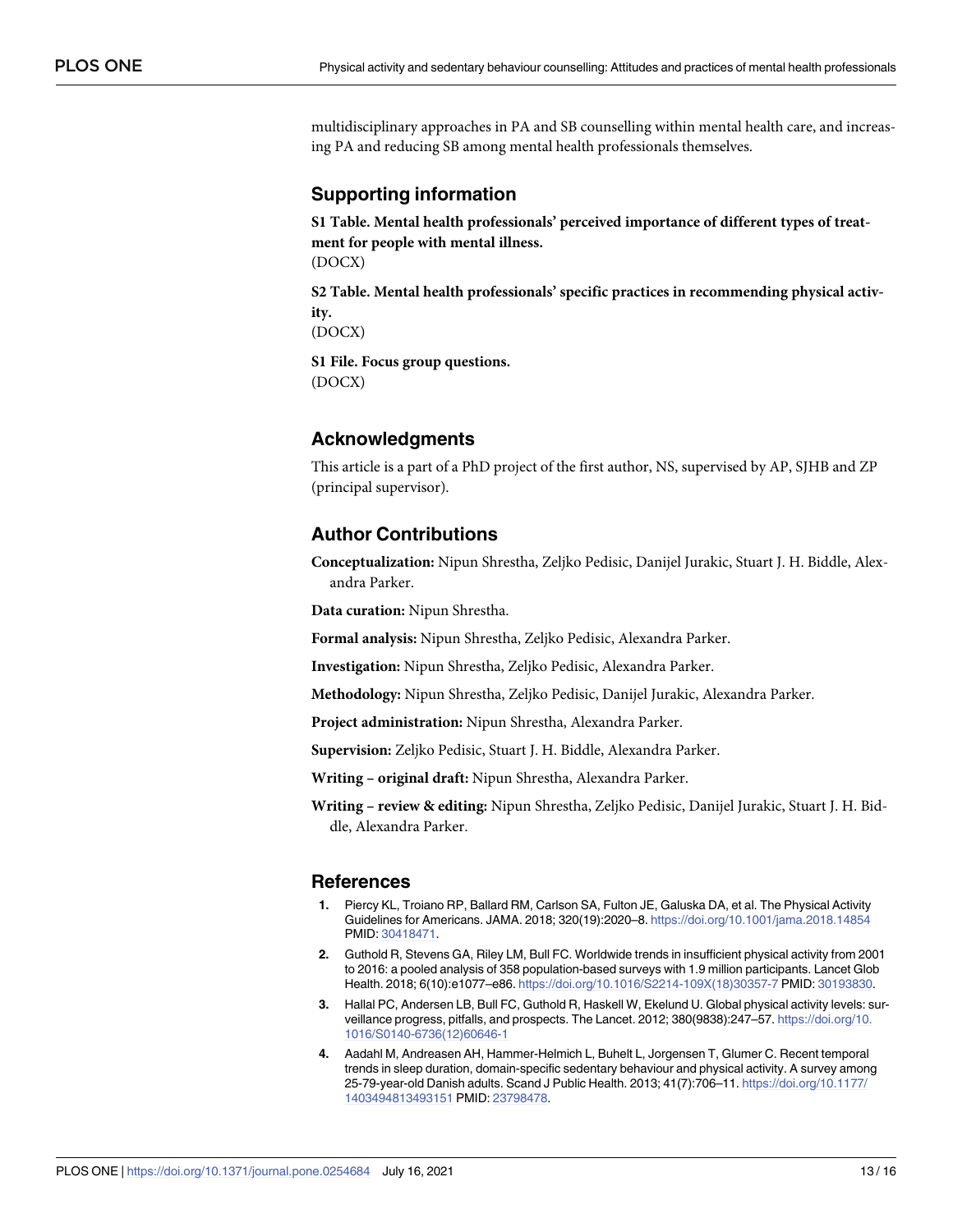multidisciplinary approaches in PA and SB counselling within mental health care, and increasing PA and reducing SB among mental health professionals themselves.

## Supporting information

**S1 Table. Mental health professionals' perceived importance of different types of treatment for people with mental illness.**
(DOCX)

**S2 Table. Mental health professionals' specific practices in recommending physical activity.**
(DOCX)

**S1 File. Focus group questions.**
(DOCX)

## Acknowledgments

This article is a part of a PhD project of the first author, NS, supervised by AP, SJHB and ZP (principal supervisor).

## Author Contributions

**Conceptualization:** Nipun Shrestha, Zeljko Pedisic, Danijel Jurakic, Stuart J. H. Biddle, Alexandra Parker.

**Data curation:** Nipun Shrestha.

**Formal analysis:** Nipun Shrestha, Zeljko Pedisic, Alexandra Parker.

**Investigation:** Nipun Shrestha, Zeljko Pedisic, Alexandra Parker.

**Methodology:** Nipun Shrestha, Zeljko Pedisic, Danijel Jurakic, Alexandra Parker.

**Project administration:** Nipun Shrestha, Alexandra Parker.

**Supervision:** Zeljko Pedisic, Stuart J. H. Biddle, Alexandra Parker.

**Writing – original draft:** Nipun Shrestha, Alexandra Parker.

**Writing – review & editing:** Nipun Shrestha, Zeljko Pedisic, Danijel Jurakic, Stuart J. H. Biddle, Alexandra Parker.

## References

1. Piercy KL, Troiano RP, Ballard RM, Carlson SA, Fulton JE, Galuska DA, et al. The Physical Activity Guidelines for Americans. JAMA. 2018; 320(19):2020–8. https://doi.org/10.1001/jama.2018.14854 PMID: 30418471.
2. Guthold R, Stevens GA, Riley LM, Bull FC. Worldwide trends in insufficient physical activity from 2001 to 2016: a pooled analysis of 358 population-based surveys with 1.9 million participants. Lancet Glob Health. 2018; 6(10):e1077–e86. https://doi.org/10.1016/S2214-109X(18)30357-7 PMID: 30193830.
3. Hallal PC, Andersen LB, Bull FC, Guthold R, Haskell W, Ekelund U. Global physical activity levels: surveillance progress, pitfalls, and prospects. The Lancet. 2012; 380(9838):247–57. https://doi.org/10.1016/S0140-6736(12)60646-1
4. Aadahl M, Andreasen AH, Hammer-Helmich L, Buhelt L, Jorgensen T, Glumer C. Recent temporal trends in sleep duration, domain-specific sedentary behaviour and physical activity. A survey among 25-79-year-old Danish adults. Scand J Public Health. 2013; 41(7):706–11. https://doi.org/10.1177/1403494813493151 PMID: 23798478.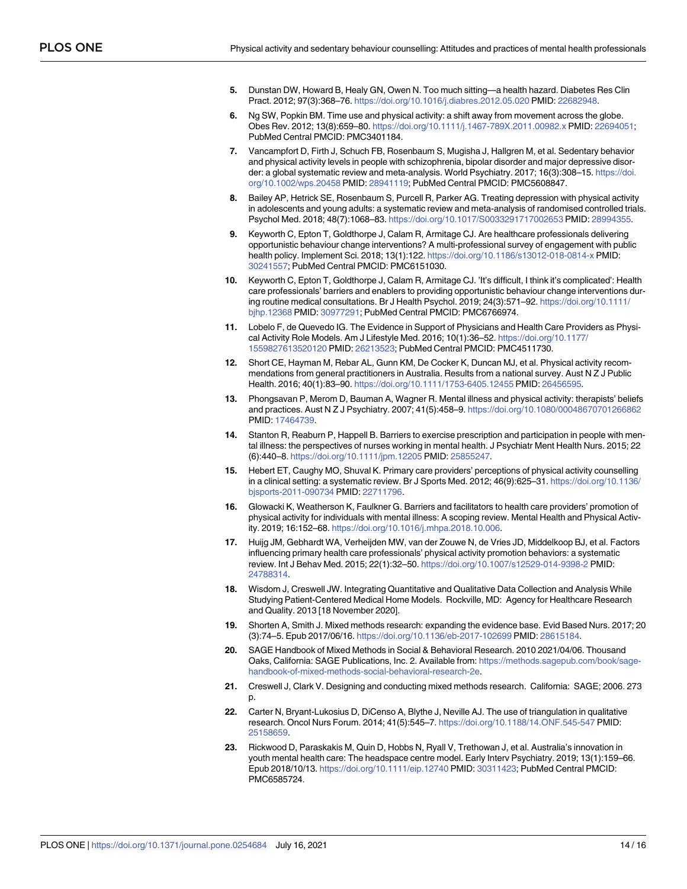5. Dunstan DW, Howard B, Healy GN, Owen N. Too much sitting—a health hazard. Diabetes Res Clin Pract. 2012; 97(3):368–76. https://doi.org/10.1016/j.diabres.2012.05.020 PMID: 22682948.
6. Ng SW, Popkin BM. Time use and physical activity: a shift away from movement across the globe. Obes Rev. 2012; 13(8):659–80. https://doi.org/10.1111/j.1467-789X.2011.00982.x PMID: 22694051; PubMed Central PMCID: PMC3401184.
7. Vancampfort D, Firth J, Schuch FB, Rosenbaum S, Mugisha J, Hallgren M, et al. Sedentary behavior and physical activity levels in people with schizophrenia, bipolar disorder and major depressive disorder: a global systematic review and meta-analysis. World Psychiatry. 2017; 16(3):308–15. https://doi.org/10.1002/wps.20458 PMID: 28941119; PubMed Central PMCID: PMC5608847.
8. Bailey AP, Hetrick SE, Rosenbaum S, Purcell R, Parker AG. Treating depression with physical activity in adolescents and young adults: a systematic review and meta-analysis of randomised controlled trials. Psychol Med. 2018; 48(7):1068–83. https://doi.org/10.1017/S0033291717002653 PMID: 28994355.
9. Keyworth C, Epton T, Goldthorpe J, Calam R, Armitage CJ. Are healthcare professionals delivering opportunistic behaviour change interventions? A multi-professional survey of engagement with public health policy. Implement Sci. 2018; 13(1):122. https://doi.org/10.1186/s13012-018-0814-x PMID: 30241557; PubMed Central PMCID: PMC6151030.
10. Keyworth C, Epton T, Goldthorpe J, Calam R, Armitage CJ. 'It's difficult, I think it's complicated': Health care professionals' barriers and enablers to providing opportunistic behaviour change interventions during routine medical consultations. Br J Health Psychol. 2019; 24(3):571–92. https://doi.org/10.1111/bjhp.12368 PMID: 30977291; PubMed Central PMCID: PMC6766974.
11. Lobelo F, de Quevedo IG. The Evidence in Support of Physicians and Health Care Providers as Physical Activity Role Models. Am J Lifestyle Med. 2016; 10(1):36–52. https://doi.org/10.1177/1559827613520120 PMID: 26213523; PubMed Central PMCID: PMC4511730.
12. Short CE, Hayman M, Rebar AL, Gunn KM, De Cocker K, Duncan MJ, et al. Physical activity recommendations from general practitioners in Australia. Results from a national survey. Aust N Z J Public Health. 2016; 40(1):83–90. https://doi.org/10.1111/1753-6405.12455 PMID: 26456595.
13. Phongsavan P, Merom D, Bauman A, Wagner R. Mental illness and physical activity: therapists' beliefs and practices. Aust N Z J Psychiatry. 2007; 41(5):458–9. https://doi.org/10.1080/00048670701266862 PMID: 17464739.
14. Stanton R, Reaburn P, Happell B. Barriers to exercise prescription and participation in people with mental illness: the perspectives of nurses working in mental health. J Psychiatr Ment Health Nurs. 2015; 22 (6):440–8. https://doi.org/10.1111/jpm.12205 PMID: 25855247.
15. Hebert ET, Caughy MO, Shuval K. Primary care providers' perceptions of physical activity counselling in a clinical setting: a systematic review. Br J Sports Med. 2012; 46(9):625–31. https://doi.org/10.1136/bjsports-2011-090734 PMID: 22711796.
16. Glowacki K, Weatherson K, Faulkner G. Barriers and facilitators to health care providers' promotion of physical activity for individuals with mental illness: A scoping review. Mental Health and Physical Activity. 2019; 16:152–68. https://doi.org/10.1016/j.mhpa.2018.10.006.
17. Huijg JM, Gebhardt WA, Verheijden MW, van der Zouwe N, de Vries JD, Middelkoop BJ, et al. Factors influencing primary health care professionals' physical activity promotion behaviors: a systematic review. Int J Behav Med. 2015; 22(1):32–50. https://doi.org/10.1007/s12529-014-9398-2 PMID: 24788314.
18. Wisdom J, Creswell JW. Integrating Quantitative and Qualitative Data Collection and Analysis While Studying Patient-Centered Medical Home Models. Rockville, MD: Agency for Healthcare Research and Quality. 2013 [18 November 2020].
19. Shorten A, Smith J. Mixed methods research: expanding the evidence base. Evid Based Nurs. 2017; 20 (3):74–5. Epub 2017/06/16. https://doi.org/10.1136/eb-2017-102699 PMID: 28615184.
20. SAGE Handbook of Mixed Methods in Social & Behavioral Research. 2010 2021/04/06. Thousand Oaks, California: SAGE Publications, Inc. 2. Available from: https://methods.sagepub.com/book/sage-handbook-of-mixed-methods-social-behavioral-research-2e.
21. Creswell J, Clark V. Designing and conducting mixed methods research. California: SAGE; 2006. 273 p.
22. Carter N, Bryant-Lukosius D, DiCenso A, Blythe J, Neville AJ. The use of triangulation in qualitative research. Oncol Nurs Forum. 2014; 41(5):545–7. https://doi.org/10.1188/14.ONF.545-547 PMID: 25158659.
23. Rickwood D, Paraskakis M, Quin D, Hobbs N, Ryall V, Trethowan J, et al. Australia's innovation in youth mental health care: The headspace centre model. Early Interv Psychiatry. 2019; 13(1):159–66. Epub 2018/10/13. https://doi.org/10.1111/eip.12740 PMID: 30311423; PubMed Central PMCID: PMC6585724.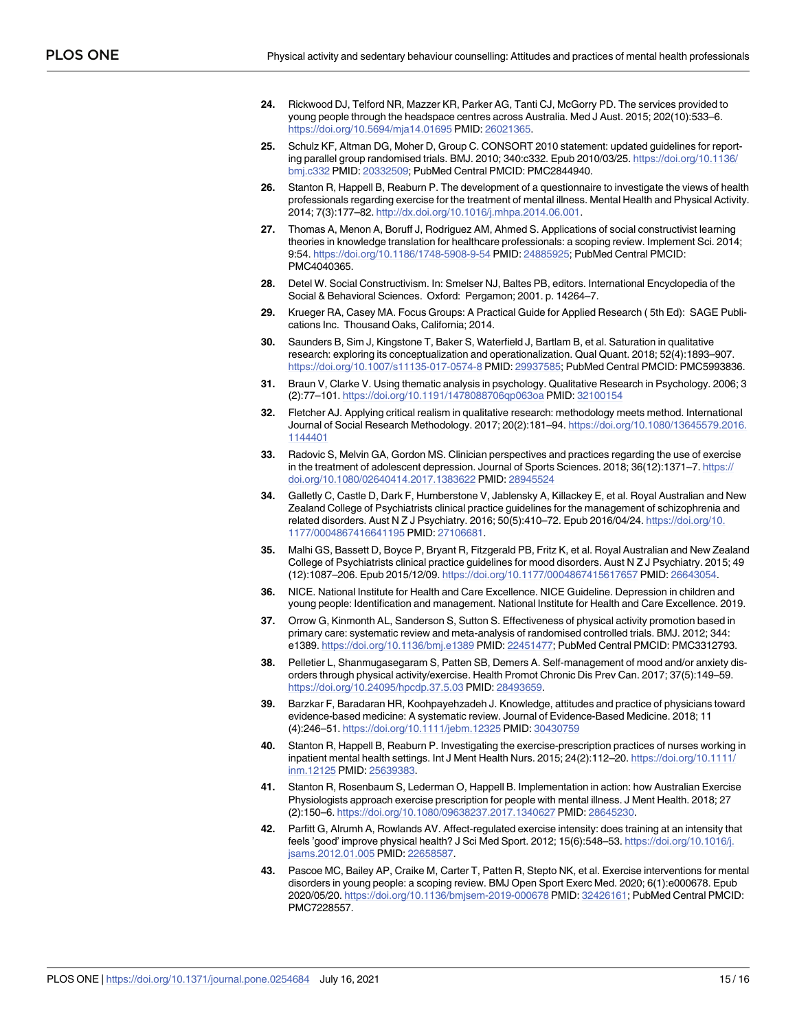24. Rickwood DJ, Telford NR, Mazzer KR, Parker AG, Tanti CJ, McGorry PD. The services provided to young people through the headspace centres across Australia. Med J Aust. 2015; 202(10):533–6. https://doi.org/10.5694/mja14.01695 PMID: 26021365.

25. Schulz KF, Altman DG, Moher D, Group C. CONSORT 2010 statement: updated guidelines for reporting parallel group randomised trials. BMJ. 2010; 340:c332. Epub 2010/03/25. https://doi.org/10.1136/bmj.c332 PMID: 20332509; PubMed Central PMCID: PMC2844940.

26. Stanton R, Happell B, Reaburn P. The development of a questionnaire to investigate the views of health professionals regarding exercise for the treatment of mental illness. Mental Health and Physical Activity. 2014; 7(3):177–82. http://dx.doi.org/10.1016/j.mhpa.2014.06.001.

27. Thomas A, Menon A, Boruff J, Rodriguez AM, Ahmed S. Applications of social constructivist learning theories in knowledge translation for healthcare professionals: a scoping review. Implement Sci. 2014; 9:54. https://doi.org/10.1186/1748-5908-9-54 PMID: 24885925; PubMed Central PMCID: PMC4040365.

28. Detel W. Social Constructivism. In: Smelser NJ, Baltes PB, editors. International Encyclopedia of the Social & Behavioral Sciences. Oxford: Pergamon; 2001. p. 14264–7.

29. Krueger RA, Casey MA. Focus Groups: A Practical Guide for Applied Research ( 5th Ed): SAGE Publications Inc. Thousand Oaks, California; 2014.

30. Saunders B, Sim J, Kingstone T, Baker S, Waterfield J, Bartlam B, et al. Saturation in qualitative research: exploring its conceptualization and operationalization. Qual Quant. 2018; 52(4):1893–907. https://doi.org/10.1007/s11135-017-0574-8 PMID: 29937585; PubMed Central PMCID: PMC5993836.

31. Braun V, Clarke V. Using thematic analysis in psychology. Qualitative Research in Psychology. 2006; 3 (2):77–101. https://doi.org/10.1191/1478088706qp063oa PMID: 32100154

32. Fletcher AJ. Applying critical realism in qualitative research: methodology meets method. International Journal of Social Research Methodology. 2017; 20(2):181–94. https://doi.org/10.1080/13645579.2016.1144401

33. Radovic S, Melvin GA, Gordon MS. Clinician perspectives and practices regarding the use of exercise in the treatment of adolescent depression. Journal of Sports Sciences. 2018; 36(12):1371–7. https://doi.org/10.1080/02640414.2017.1383622 PMID: 28945524

34. Galletly C, Castle D, Dark F, Humberstone V, Jablensky A, Killackey E, et al. Royal Australian and New Zealand College of Psychiatrists clinical practice guidelines for the management of schizophrenia and related disorders. Aust N Z J Psychiatry. 2016; 50(5):410–72. Epub 2016/04/24. https://doi.org/10.1177/0004867416641195 PMID: 27106681.

35. Malhi GS, Bassett D, Boyce P, Bryant R, Fitzgerald PB, Fritz K, et al. Royal Australian and New Zealand College of Psychiatrists clinical practice guidelines for mood disorders. Aust N Z J Psychiatry. 2015; 49 (12):1087–206. Epub 2015/12/09. https://doi.org/10.1177/0004867415617657 PMID: 26643054.

36. NICE. National Institute for Health and Care Excellence. NICE Guideline. Depression in children and young people: Identification and management. National Institute for Health and Care Excellence. 2019.

37. Orrow G, Kinmonth AL, Sanderson S, Sutton S. Effectiveness of physical activity promotion based in primary care: systematic review and meta-analysis of randomised controlled trials. BMJ. 2012; 344: e1389. https://doi.org/10.1136/bmj.e1389 PMID: 22451477; PubMed Central PMCID: PMC3312793.

38. Pelletier L, Shanmugasegaram S, Patten SB, Demers A. Self-management of mood and/or anxiety disorders through physical activity/exercise. Health Promot Chronic Dis Prev Can. 2017; 37(5):149–59. https://doi.org/10.24095/hpcdp.37.5.03 PMID: 28493659.

39. Barzkar F, Baradaran HR, Koohpayehzadeh J. Knowledge, attitudes and practice of physicians toward evidence-based medicine: A systematic review. Journal of Evidence-Based Medicine. 2018; 11 (4):246–51. https://doi.org/10.1111/jebm.12325 PMID: 30430759

40. Stanton R, Happell B, Reaburn P. Investigating the exercise-prescription practices of nurses working in inpatient mental health settings. Int J Ment Health Nurs. 2015; 24(2):112–20. https://doi.org/10.1111/inm.12125 PMID: 25639383.

41. Stanton R, Rosenbaum S, Lederman O, Happell B. Implementation in action: how Australian Exercise Physiologists approach exercise prescription for people with mental illness. J Ment Health. 2018; 27 (2):150–6. https://doi.org/10.1080/09638237.2017.1340627 PMID: 28645230.

42. Parfitt G, Alrumh A, Rowlands AV. Affect-regulated exercise intensity: does training at an intensity that feels 'good' improve physical health? J Sci Med Sport. 2012; 15(6):548–53. https://doi.org/10.1016/j.jsams.2012.01.005 PMID: 22658587.

43. Pascoe MC, Bailey AP, Craike M, Carter T, Patten R, Stepto NK, et al. Exercise interventions for mental disorders in young people: a scoping review. BMJ Open Sport Exerc Med. 2020; 6(1):e000678. Epub 2020/05/20. https://doi.org/10.1136/bmjsem-2019-000678 PMID: 32426161; PubMed Central PMCID: PMC7228557.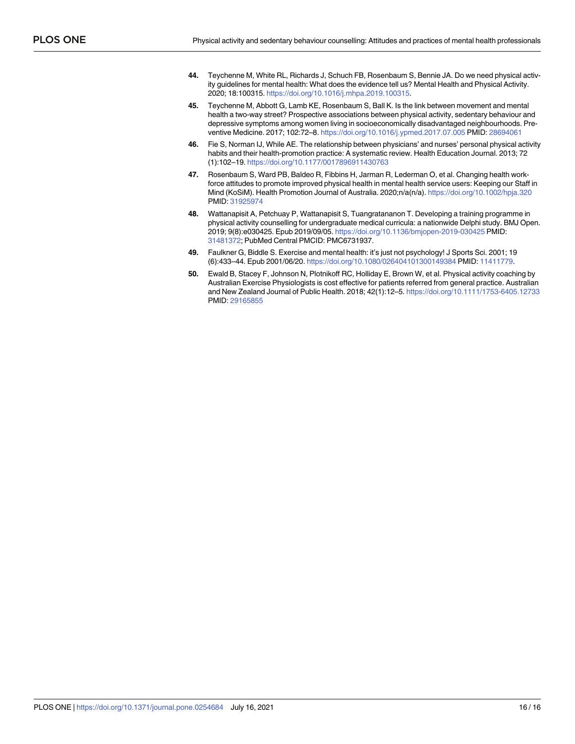44. Teychenne M, White RL, Richards J, Schuch FB, Rosenbaum S, Bennie JA. Do we need physical activity guidelines for mental health: What does the evidence tell us? Mental Health and Physical Activity. 2020; 18:100315. https://doi.org/10.1016/j.mhpa.2019.100315.

45. Teychenne M, Abbott G, Lamb KE, Rosenbaum S, Ball K. Is the link between movement and mental health a two-way street? Prospective associations between physical activity, sedentary behaviour and depressive symptoms among women living in socioeconomically disadvantaged neighbourhoods. Preventive Medicine. 2017; 102:72–8. https://doi.org/10.1016/j.ypmed.2017.07.005 PMID: 28694061

46. Fie S, Norman IJ, While AE. The relationship between physicians' and nurses' personal physical activity habits and their health-promotion practice: A systematic review. Health Education Journal. 2013; 72 (1):102–19. https://doi.org/10.1177/0017896911430763

47. Rosenbaum S, Ward PB, Baldeo R, Fibbins H, Jarman R, Lederman O, et al. Changing health workforce attitudes to promote improved physical health in mental health service users: Keeping our Staff in Mind (KoSiM). Health Promotion Journal of Australia. 2020;n/a(n/a). https://doi.org/10.1002/hpja.320 PMID: 31925974

48. Wattanapisit A, Petchuay P, Wattanapisit S, Tuangratananon T. Developing a training programme in physical activity counselling for undergraduate medical curricula: a nationwide Delphi study. BMJ Open. 2019; 9(8):e030425. Epub 2019/09/05. https://doi.org/10.1136/bmjopen-2019-030425 PMID: 31481372; PubMed Central PMCID: PMC6731937.

49. Faulkner G, Biddle S. Exercise and mental health: it's just not psychology! J Sports Sci. 2001; 19 (6):433–44. Epub 2001/06/20. https://doi.org/10.1080/026404101300149384 PMID: 11411779.

50. Ewald B, Stacey F, Johnson N, Plotnikoff RC, Holliday E, Brown W, et al. Physical activity coaching by Australian Exercise Physiologists is cost effective for patients referred from general practice. Australian and New Zealand Journal of Public Health. 2018; 42(1):12–5. https://doi.org/10.1111/1753-6405.12733 PMID: 29165855